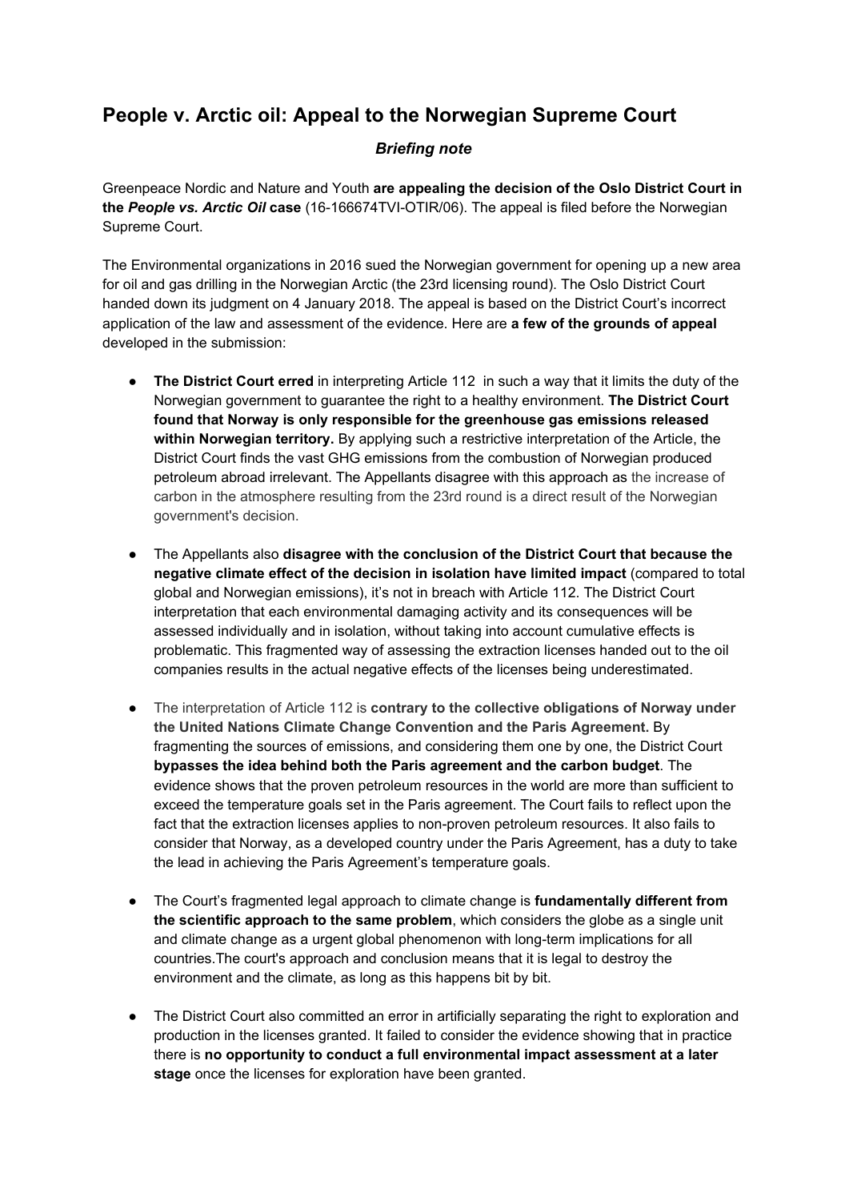# People v. Arctic oil: Appeal to the Norwegian Supreme Court

***Briefing note***

Greenpeace Nordic and Nature and Youth **are appealing the decision of the Oslo District Court in the *People vs. Arctic Oil* case** (16-166674TVI-OTIR/06). The appeal is filed before the Norwegian Supreme Court.

The Environmental organizations in 2016 sued the Norwegian government for opening up a new area for oil and gas drilling in the Norwegian Arctic (the 23rd licensing round). The Oslo District Court handed down its judgment on 4 January 2018. The appeal is based on the District Court's incorrect application of the law and assessment of the evidence. Here are **a few of the grounds of appeal** developed in the submission:

- **The District Court erred** in interpreting Article 112 in such a way that it limits the duty of the Norwegian government to guarantee the right to a healthy environment. **The District Court found that Norway is only responsible for the greenhouse gas emissions released within Norwegian territory.** By applying such a restrictive interpretation of the Article, the District Court finds the vast GHG emissions from the combustion of Norwegian produced petroleum abroad irrelevant. The Appellants disagree with this approach as the increase of carbon in the atmosphere resulting from the 23rd round is a direct result of the Norwegian government's decision.

- The Appellants also **disagree with the conclusion of the District Court that because the negative climate effect of the decision in isolation have limited impact** (compared to total global and Norwegian emissions), it's not in breach with Article 112. The District Court interpretation that each environmental damaging activity and its consequences will be assessed individually and in isolation, without taking into account cumulative effects is problematic. This fragmented way of assessing the extraction licenses handed out to the oil companies results in the actual negative effects of the licenses being underestimated.

- The interpretation of Article 112 is **contrary to the collective obligations of Norway under the United Nations Climate Change Convention and the Paris Agreement.** By fragmenting the sources of emissions, and considering them one by one, the District Court **bypasses the idea behind both the Paris agreement and the carbon budget**. The evidence shows that the proven petroleum resources in the world are more than sufficient to exceed the temperature goals set in the Paris agreement. The Court fails to reflect upon the fact that the extraction licenses applies to non-proven petroleum resources. It also fails to consider that Norway, as a developed country under the Paris Agreement, has a duty to take the lead in achieving the Paris Agreement's temperature goals.

- The Court's fragmented legal approach to climate change is **fundamentally different from the scientific approach to the same problem**, which considers the globe as a single unit and climate change as a urgent global phenomenon with long-term implications for all countries.The court's approach and conclusion means that it is legal to destroy the environment and the climate, as long as this happens bit by bit.

- The District Court also committed an error in artificially separating the right to exploration and production in the licenses granted. It failed to consider the evidence showing that in practice there is **no opportunity to conduct a full environmental impact assessment at a later stage** once the licenses for exploration have been granted.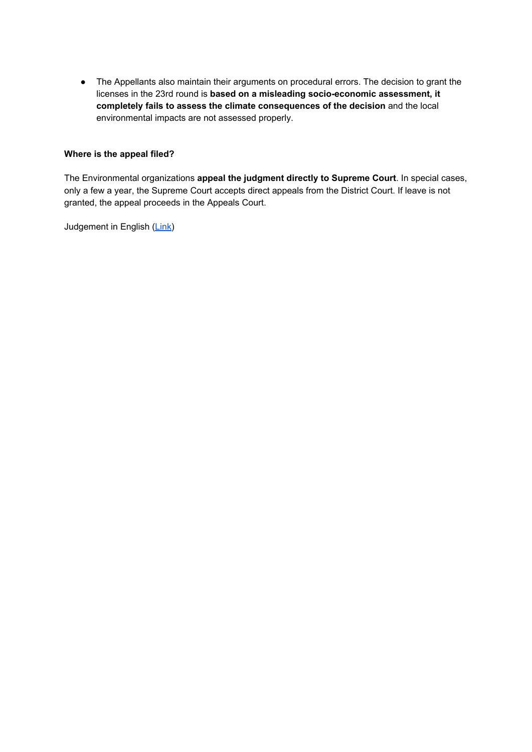- The Appellants also maintain their arguments on procedural errors. The decision to grant the licenses in the 23rd round is **based on a misleading socio-economic assessment, it completely fails to assess the climate consequences of the decision** and the local environmental impacts are not assessed properly.

**Where is the appeal filed?**

The Environmental organizations **appeal the judgment directly to Supreme Court**. In special cases, only a few a year, the Supreme Court accepts direct appeals from the District Court. If leave is not granted, the appeal proceeds in the Appeals Court.

Judgement in English (Link)